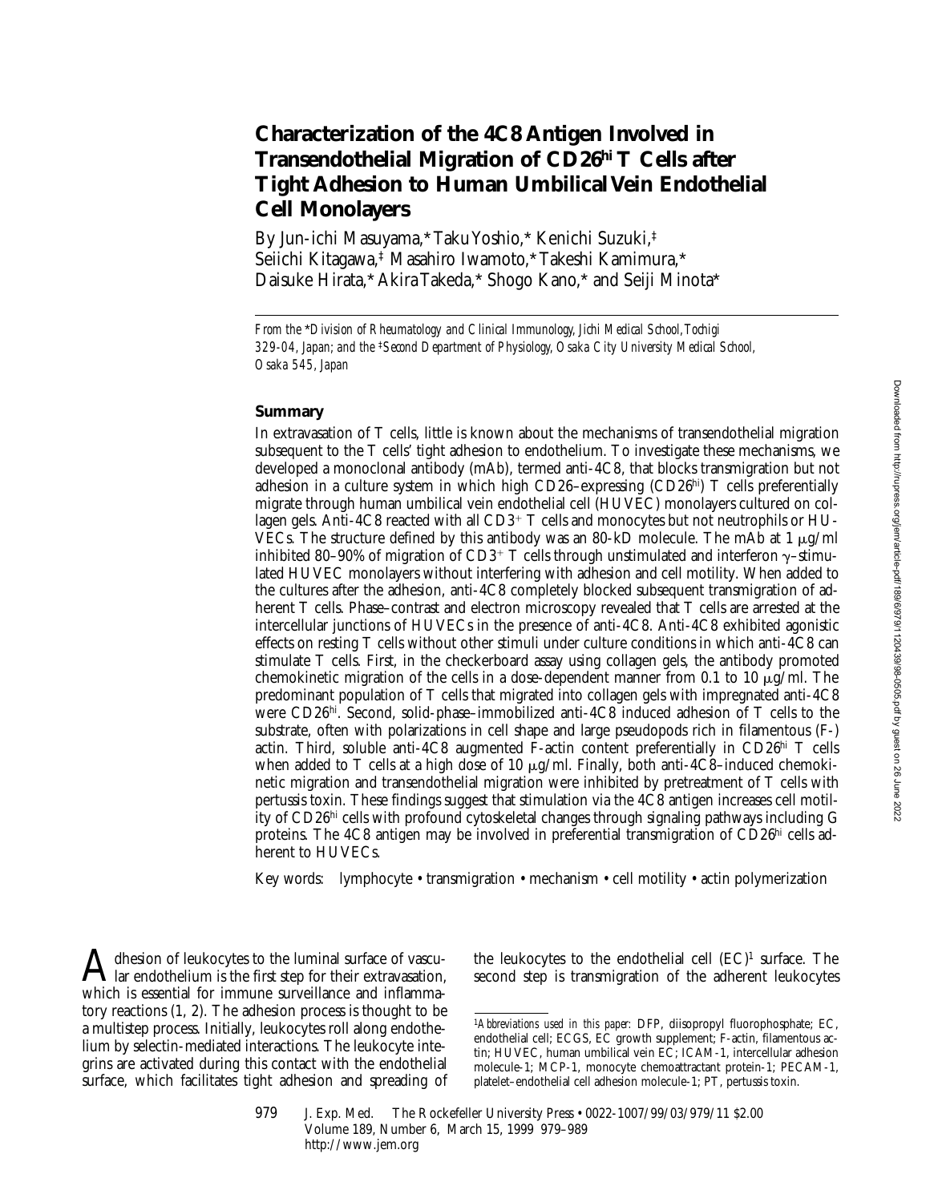# Characterization of the 4C8 Antigen Involved in Transendothelial Migration of CD26[hi] T Cells after Tight Adhesion to Human Umbilical Vein Endothelial Cell Monolayers

By Jun-ichi Masuyama,* Taku Yoshio,* Kenichi Suzuki,‡ Seiichi Kitagawa,‡ Masahiro Iwamoto,* Takeshi Kamimura,* Daisuke Hirata,* Akira Takeda,* Shogo Kano,* and Seiji Minota*

*From the \*Division of Rheumatology and Clinical Immunology, Jichi Medical School, Tochigi 329-04, Japan; and the ‡Second Department of Physiology, Osaka City University Medical School, Osaka 545, Japan*

## Summary

In extravasation of T cells, little is known about the mechanisms of transendothelial migration subsequent to the T cells' tight adhesion to endothelium. To investigate these mechanisms, we developed a monoclonal antibody (mAb), termed anti-4C8, that blocks transmigration but not adhesion in a culture system in which high CD26–expressing (CD26[hi]) T cells preferentially migrate through human umbilical vein endothelial cell (HUVEC) monolayers cultured on collagen gels. Anti-4C8 reacted with all $CD3^+$ T cells and monocytes but not neutrophils or HUVECs. The structure defined by this antibody was an 80-kD molecule. The mAb at 1 μg/ml inhibited 80–90% of migration of $CD3^+$ T cells through unstimulated and interferon γ–stimulated HUVEC monolayers without interfering with adhesion and cell motility. When added to the cultures after the adhesion, anti-4C8 completely blocked subsequent transmigration of adherent T cells. Phase–contrast and electron microscopy revealed that T cells are arrested at the intercellular junctions of HUVECs in the presence of anti-4C8. Anti-4C8 exhibited agonistic effects on resting T cells without other stimuli under culture conditions in which anti-4C8 can stimulate T cells. First, in the checkerboard assay using collagen gels, the antibody promoted chemokinetic migration of the cells in a dose-dependent manner from 0.1 to 10 μg/ml. The predominant population of T cells that migrated into collagen gels with impregnated anti-4C8 were CD26[hi]. Second, solid-phase–immobilized anti-4C8 induced adhesion of T cells to the substrate, often with polarizations in cell shape and large pseudopods rich in filamentous (F-) actin. Third, soluble anti-4C8 augmented F-actin content preferentially in CD26[hi] T cells when added to T cells at a high dose of 10 μg/ml. Finally, both anti-4C8–induced chemokinetic migration and transendothelial migration were inhibited by pretreatment of T cells with pertussis toxin. These findings suggest that stimulation via the 4C8 antigen increases cell motility of CD26[hi] cells with profound cytoskeletal changes through signaling pathways including G proteins. The 4C8 antigen may be involved in preferential transmigration of CD26[hi] cells adherent to HUVECs.

Key words: lymphocyte • transmigration • mechanism • cell motility • actin polymerization

Adhesion of leukocytes to the luminal surface of vascular endothelium is the first step for their extravasation, which is essential for immune surveillance and inflammatory reactions (1, 2). The adhesion process is thought to be a multistep process. Initially, leukocytes roll along endothelium by selectin-mediated interactions. The leukocyte integrins are activated during this contact with the endothelial surface, which facilitates tight adhesion and spreading of the leukocytes to the endothelial cell (EC)[1] surface. The second step is transmigration of the adherent leukocytes

[1]*Abbreviations used in this paper:* DFP, diisopropyl fluorophosphate; EC, endothelial cell; ECGS, EC growth supplement; F-actin, filamentous actin; HUVEC, human umbilical vein EC; ICAM-1, intercellular adhesion molecule-1; MCP-1, monocyte chemoattractant protein-1; PECAM-1, platelet–endothelial cell adhesion molecule-1; PT, pertussis toxin.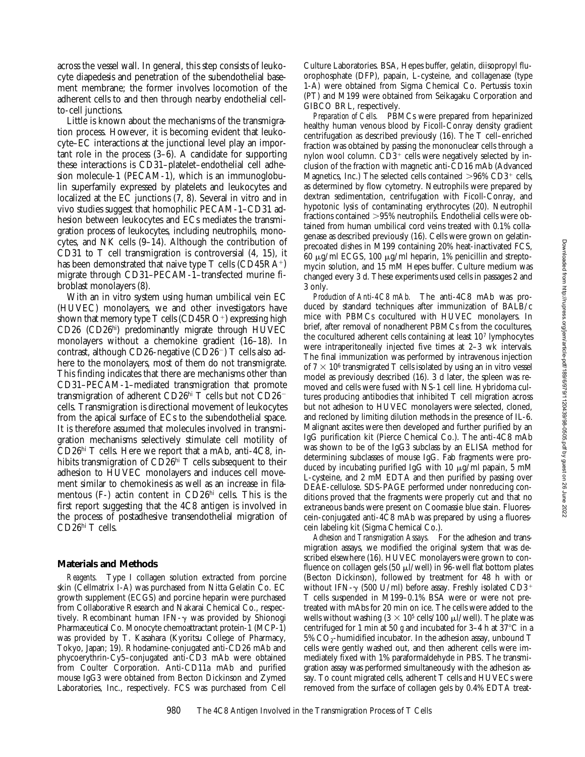across the vessel wall. In general, this step consists of leukocyte diapedesis and penetration of the subendothelial basement membrane; the former involves locomotion of the adherent cells to and then through nearby endothelial cell-to-cell junctions.

Little is known about the mechanisms of the transmigration process. However, it is becoming evident that leukocyte–EC interactions at the junctional level play an important role in the process (3–6). A candidate for supporting these interactions is CD31–platelet–endothelial cell adhesion molecule-1 (PECAM-1), which is an immunoglobulin superfamily expressed by platelets and leukocytes and localized at the EC junctions (7, 8). Several in vitro and in vivo studies suggest that homophilic PECAM-1–CD31 adhesion between leukocytes and ECs mediates the transmigration process of leukocytes, including neutrophils, monocytes, and NK cells (9–14). Although the contribution of CD31 to T cell transmigration is controversial (4, 15), it has been demonstrated that naive type T cells ($CD45RA^+$) migrate through CD31–PECAM-1–transfected murine fibroblast monolayers (8).

With an in vitro system using human umbilical vein EC (HUVEC) monolayers, we and other investigators have shown that memory type T cells ($CD45RO^+$) expressing high CD26 ($CD26^{hi}$) predominantly migrate through HUVEC monolayers without a chemokine gradient (16–18). In contrast, although CD26-negative ($CD26^-$) T cells also adhere to the monolayers, most of them do not transmigrate. This finding indicates that there are mechanisms other than CD31–PECAM-1–mediated transmigration that promote transmigration of adherent $CD26^{hi}$ T cells but not $CD26^-$ cells. Transmigration is directional movement of leukocytes from the apical surface of ECs to the subendothelial space. It is therefore assumed that molecules involved in transmigration mechanisms selectively stimulate cell motility of $CD26^{hi}$ T cells. Here we report that a mAb, anti-4C8, inhibits transmigration of $CD26^{hi}$ T cells subsequent to their adhesion to HUVEC monolayers and induces cell movement similar to chemokinesis as well as an increase in filamentous (F-) actin content in $CD26^{hi}$ cells. This is the first report suggesting that the 4C8 antigen is involved in the process of postadhesive transendothelial migration of $CD26^{hi}$ T cells.

## Materials and Methods

*Reagents.* Type I collagen solution extracted from porcine skin (Cellmatrix I-A) was purchased from Nitta Gelatin Co. EC growth supplement (ECGS) and porcine heparin were purchased from Collaborative Research and Nakarai Chemical Co., respectively. Recombinant human IFN-γ was provided by Shionogi Pharmaceutical Co. Monocyte chemoattractant protein-1 (MCP-1) was provided by T. Kasahara (Kyoritsu College of Pharmacy, Tokyo, Japan; 19). Rhodamine-conjugated anti-CD26 mAb and phycoerythrin-Cy5–conjugated anti-CD3 mAb were obtained from Coulter Corporation. Anti-CD11a mAb and purified mouse IgG3 were obtained from Becton Dickinson and Zymed Laboratories, Inc., respectively. FCS was purchased from Cell Culture Laboratories. BSA, Hepes buffer, gelatin, diisopropyl fluorophosphate (DFP), papain, L-cysteine, and collagenase (type 1-A) were obtained from Sigma Chemical Co. Pertussis toxin (PT) and M199 were obtained from Seikagaku Corporation and GIBCO BRL, respectively.

*Preparation of Cells.* PBMCs were prepared from heparinized healthy human venous blood by Ficoll-Conray density gradient centrifugation as described previously (16). The T cell–enriched fraction was obtained by passing the mononuclear cells through a nylon wool column. $CD3^+$ cells were negatively selected by inclusion of the fraction with magnetic anti-CD16 mAb (Advanced Magnetics, Inc.) The selected cells contained >96% $CD3^+$ cells, as determined by flow cytometry. Neutrophils were prepared by dextran sedimentation, centrifugation with Ficoll-Conray, and hypotonic lysis of contaminating erythrocytes (20). Neutrophil fractions contained >95% neutrophils. Endothelial cells were obtained from human umbilical cord veins treated with 0.1% collagenase as described previously (16). Cells were grown on gelatin-precoated dishes in M199 containing 20% heat-inactivated FCS, 60 μg/ml ECGS, 100 μg/ml heparin, 1% penicillin and streptomycin solution, and 15 mM Hepes buffer. Culture medium was changed every 3 d. These experiments used cells in passages 2 and 3 only.

*Production of Anti-4C8 mAb.* The anti-4C8 mAb was produced by standard techniques after immunization of BALB/c mice with PBMCs cocultured with HUVEC monolayers. In brief, after removal of nonadherent PBMCs from the cocultures, the cocultured adherent cells containing at least $10^7$ lymphocytes were intraperitoneally injected five times at 2–3 wk intervals. The final immunization was performed by intravenous injection of $7 \times 10^6$ transmigrated T cells isolated by using an in vitro vessel model as previously described (16). 3 d later, the spleen was removed and cells were fused with NS-1 cell line. Hybridoma cultures producing antibodies that inhibited T cell migration across but not adhesion to HUVEC monolayers were selected, cloned, and recloned by limiting dilution methods in the presence of IL-6. Malignant ascites were then developed and further purified by an IgG purification kit (Pierce Chemical Co.). The anti-4C8 mAb was shown to be of the IgG3 subclass by an ELISA method for determining subclasses of mouse IgG. Fab fragments were produced by incubating purified IgG with 10 μg/ml papain, 5 mM L-cysteine, and 2 mM EDTA and then purified by passing over DEAE-cellulose. SDS-PAGE performed under nonreducing conditions proved that the fragments were properly cut and that no extraneous bands were present on Coomassie blue stain. Fluorescein-conjugated anti-4C8 mAb was prepared by using a fluorescein labeling kit (Sigma Chemical Co.).

*Adhesion and Transmigration Assays.* For the adhesion and transmigration assays, we modified the original system that was described elsewhere (16). HUVEC monolayers were grown to confluence on collagen gels (50 μl/well) in 96-well flat bottom plates (Becton Dickinson), followed by treatment for 48 h with or without IFN-γ (500 U/ml) before assay. Freshly isolated $CD3^+$ T cells suspended in M199–0.1% BSA were or were not pretreated with mAbs for 20 min on ice. The cells were added to the wells without washing ($3 \times 10^5$ cells/100 μl/well). The plate was centrifuged for 1 min at 50 *g* and incubated for 3–4 h at 37°C in a 5% $CO_2$-humidified incubator. In the adhesion assay, unbound T cells were gently washed out, and then adherent cells were immediately fixed with 1% paraformaldehyde in PBS. The transmigration assay was performed simultaneously with the adhesion assay. To count migrated cells, adherent T cells and HUVECs were removed from the surface of collagen gels by 0.4% EDTA treat-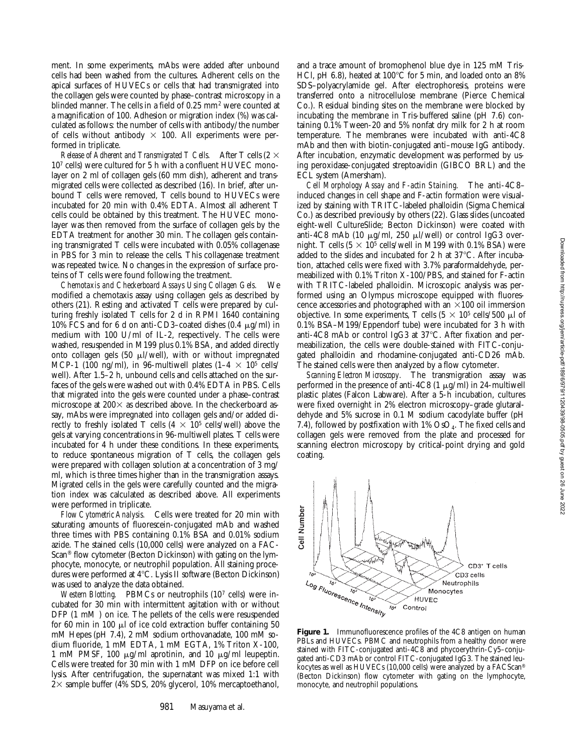ment. In some experiments, mAbs were added after unbound cells had been washed from the cultures. Adherent cells on the apical surfaces of HUVECs or cells that had transmigrated into the collagen gels were counted by phase–contrast microscopy in a blinded manner. The cells in a field of 0.25 mm$^2$ were counted at a magnification of 100. Adhesion or migration index (%) was calculated as follows: the number of cells with antibody/the number of cells without antibody $\times$ 100. All experiments were performed in triplicate.

*Release of Adherent and Transmigrated T Cells.* After T cells ($2 \times 10^7$ cells) were cultured for 5 h with a confluent HUVEC monolayer on 2 ml of collagen gels (60 mm dish), adherent and transmigrated cells were collected as described (16). In brief, after unbound T cells were removed, T cells bound to HUVECs were incubated for 20 min with 0.4% EDTA. Almost all adherent T cells could be obtained by this treatment. The HUVEC monolayer was then removed from the surface of collagen gels by the EDTA treatment for another 30 min. The collagen gels containing transmigrated T cells were incubated with 0.05% collagenase in PBS for 3 min to release the cells. This collagenase treatment was repeated twice. No changes in the expression of surface proteins of T cells were found following the treatment.

*Chemotaxis and Checkerboard Assays Using Collagen Gels.* We modified a chemotaxis assay using collagen gels as described by others (21). Resting and activated T cells were prepared by culturing freshly isolated T cells for 2 d in RPMI 1640 containing 10% FCS and for 6 d on anti-CD3–coated dishes (0.4 μg/ml) in medium with 100 U/ml of IL-2, respectively. The cells were washed, resuspended in M199 plus 0.1% BSA, and added directly onto collagen gels (50 μl/well), with or without impregnated MCP-1 (100 ng/ml), in 96-multiwell plates ($1–4 \times 10^5$ cells/well). After 1.5–2 h, unbound cells and cells attached on the surfaces of the gels were washed out with 0.4% EDTA in PBS. Cells that migrated into the gels were counted under a phase–contrast microscope at 200× as described above. In the checkerboard assay, mAbs were impregnated into collagen gels and/or added directly to freshly isolated T cells ($4 \times 10^5$ cells/well) above the gels at varying concentrations in 96-multiwell plates. T cells were incubated for 4 h under these conditions. In these experiments, to reduce spontaneous migration of T cells, the collagen gels were prepared with collagen solution at a concentration of 3 mg/ml, which is three times higher than in the transmigration assays. Migrated cells in the gels were carefully counted and the migration index was calculated as described above. All experiments were performed in triplicate.

*Flow Cytometric Analysis.* Cells were treated for 20 min with saturating amounts of fluorescein-conjugated mAb and washed three times with PBS containing 0.1% BSA and 0.01% sodium azide. The stained cells (10,000 cells) were analyzed on a FACScan® flow cytometer (Becton Dickinson) with gating on the lymphocyte, monocyte, or neutrophil population. All staining procedures were performed at 4°C. Lysis II software (Becton Dickinson) was used to analyze the data obtained.

*Western Blotting.* PBMCs or neutrophils ($10^7$ cells) were incubated for 30 min with intermittent agitation with or without DFP (1 mM ) on ice. The pellets of the cells were resuspended for 60 min in 100 μl of ice cold extraction buffer containing 50 mM Hepes (pH 7.4), 2 mM sodium orthovanadate, 100 mM sodium fluoride, 1 mM EDTA, 1 mM EGTA, 1% Triton X-100, 1 mM PMSF, 100 μg/ml aprotinin, and 10 μg/ml leupeptin. Cells were treated for 30 min with 1 mM DFP on ice before cell lysis. After centrifugation, the supernatant was mixed 1:1 with 2× sample buffer (4% SDS, 20% glycerol, 10% mercaptoethanol, and a trace amount of bromophenol blue dye in 125 mM Tris-HCl, pH 6.8), heated at 100°C for 5 min, and loaded onto an 8% SDS–polyacrylamide gel. After electrophoresis, proteins were transferred onto a nitrocellulose membrane (Pierce Chemical Co.). Residual binding sites on the membrane were blocked by incubating the membrane in Tris-buffered saline (pH 7.6) containing 0.1% Tween-20 and 5% nonfat dry milk for 2 h at room temperature. The membranes were incubated with anti-4C8 mAb and then with biotin-conjugated anti–mouse IgG antibody. After incubation, enzymatic development was performed by using peroxidase-conjugated streptoavidin (GIBCO BRL) and the ECL system (Amersham).

*Cell Morphology Assay and F-actin Staining.* The anti-4C8–induced changes in cell shape and F-actin formation were visualized by staining with TRITC-labeled phalloidin (Sigma Chemical Co.) as described previously by others (22). Glass slides (uncoated eight-well CultureSlide; Becton Dickinson) were coated with anti-4C8 mAb (10 μg/ml, 250 μl/well) or control IgG3 overnight. T cells ($5 \times 10^5$ cells/well in M199 with 0.1% BSA) were added to the slides and incubated for 2 h at 37°C. After incubation, attached cells were fixed with 3.7% paraformaldehyde, permeabilized with 0.1% Triton X-100/PBS, and stained for F-actin with TRITC-labeled phalloidin. Microscopic analysis was performed using an Olympus microscope equipped with fluorescence accessories and photographed with an ×100 oil immersion objective. In some experiments, T cells ($5 \times 10^5$ cells/500 μl of 0.1% BSA–M199/Eppendorf tube) were incubated for 3 h with anti-4C8 mAb or control IgG3 at 37°C. After fixation and permeabilization, the cells were double-stained with FITC-conjugated phalloidin and rhodamine-conjugated anti-CD26 mAb. The stained cells were then analyzed by a flow cytometer.

*Scanning Electron Microscopy.* The transmigration assay was performed in the presence of anti-4C8 (1 μg/ml) in 24-multiwell plastic plates (Falcon Labware). After a 5-h incubation, cultures were fixed overnight in 2% electron microscopy–grade glutaraldehyde and 5% sucrose in 0.1 M sodium cacodylate buffer (pH 7.4), followed by postfixation with 1% $OsO_4$. The fixed cells and collagen gels were removed from the plate and processed for scanning electron microscopy by critical-point drying and gold coating.

**Figure 1.** Immunofluorescence profiles of the 4C8 antigen on human PBLs and HUVECs. PBMC and neutrophils from a healthy donor were stained with FITC-conjugated anti-4C8 and phycoerythrin-Cy5–conjugated anti-CD3 mAb or control FITC-conjugated IgG3. The stained leukocytes as well as HUVECs (10,000 cells) were analyzed by a FACScan® (Becton Dickinson) flow cytometer with gating on the lymphocyte, monocyte, and neutrophil populations.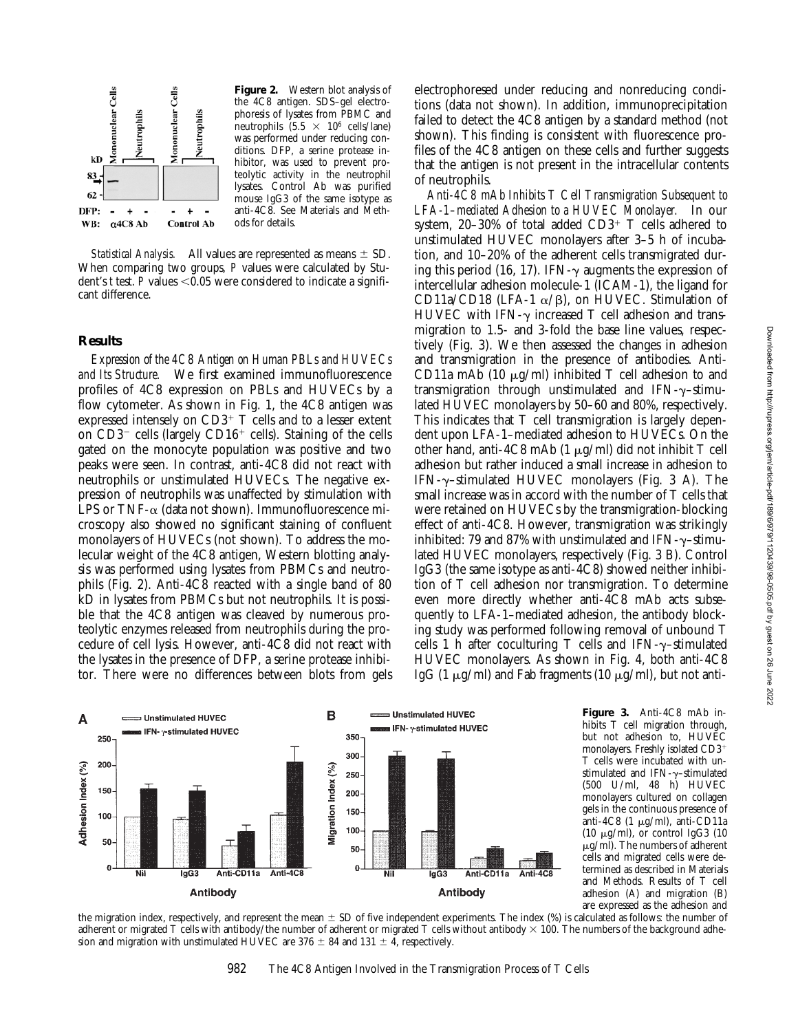**Figure 2.** Western blot analysis of the 4C8 antigen. SDS–gel electrophoresis of lysates from PBMC and neutrophils ($5.5 \times 10^6$ cells/lane) was performed under reducing conditions. DFP, a serine protease inhibitor, was used to prevent proteolytic activity in the neutrophil lysates. Control Ab was purified mouse IgG3 of the same isotype as anti-4C8. See Materials and Methods for details.

*Statistical Analysis.* All values are represented as means ± SD. When comparing two groups, *P* values were calculated by Student's *t* test. *P* values <0.05 were considered to indicate a significant difference.

## Results

*Expression of the 4C8 Antigen on Human PBLs and HUVECs and Its Structure.* We first examined immunofluorescence profiles of 4C8 expression on PBLs and HUVECs by a flow cytometer. As shown in Fig. 1, the 4C8 antigen was expressed intensely on $CD3^+$ T cells and to a lesser extent on $CD3^-$ cells (largely $CD16^+$ cells). Staining of the cells gated on the monocyte population was positive and two peaks were seen. In contrast, anti-4C8 did not react with neutrophils or unstimulated HUVECs. The negative expression of neutrophils was unaffected by stimulation with LPS or TNF-α (data not shown). Immunofluorescence microscopy also showed no significant staining of confluent monolayers of HUVECs (not shown). To address the molecular weight of the 4C8 antigen, Western blotting analysis was performed using lysates from PBMCs and neutrophils (Fig. 2). Anti-4C8 reacted with a single band of 80 kD in lysates from PBMCs but not neutrophils. It is possible that the 4C8 antigen was cleaved by numerous proteolytic enzymes released from neutrophils during the procedure of cell lysis. However, anti-4C8 did not react with the lysates in the presence of DFP, a serine protease inhibitor. There were no differences between blots from gels electrophoresed under reducing and nonreducing conditions (data not shown). In addition, immunoprecipitation failed to detect the 4C8 antigen by a standard method (not shown). This finding is consistent with fluorescence profiles of the 4C8 antigen on these cells and further suggests that the antigen is not present in the intracellular contents of neutrophils.

*Anti-4C8 mAb Inhibits T Cell Transmigration Subsequent to LFA-1–mediated Adhesion to a HUVEC Monolayer.* In our system, 20–30% of total added $CD3^+$ T cells adhered to unstimulated HUVEC monolayers after 3–5 h of incubation, and 10–20% of the adherent cells transmigrated during this period (16, 17). IFN-γ augments the expression of intercellular adhesion molecule-1 (ICAM-1), the ligand for CD11a/CD18 (LFA-1 α/β), on HUVEC. Stimulation of HUVEC with IFN-γ increased T cell adhesion and transmigration to 1.5- and 3-fold the base line values, respectively (Fig. 3). We then assessed the changes in adhesion and transmigration in the presence of antibodies. Anti-CD11a mAb (10 μg/ml) inhibited T cell adhesion to and transmigration through unstimulated and IFN-γ–stimulated HUVEC monolayers by 50–60 and 80%, respectively. This indicates that T cell transmigration is largely dependent upon LFA-1–mediated adhesion to HUVECs. On the other hand, anti-4C8 mAb (1 μg/ml) did not inhibit T cell adhesion but rather induced a small increase in adhesion to IFN-γ–stimulated HUVEC monolayers (Fig. 3 A). The small increase was in accord with the number of T cells that were retained on HUVECs by the transmigration-blocking effect of anti-4C8. However, transmigration was strikingly inhibited: 79 and 87% with unstimulated and IFN-γ–stimulated HUVEC monolayers, respectively (Fig. 3 B). Control IgG3 (the same isotype as anti-4C8) showed neither inhibition of T cell adhesion nor transmigration. To determine even more directly whether anti-4C8 mAb acts subsequently to LFA-1–mediated adhesion, the antibody blocking study was performed following removal of unbound T cells 1 h after coculturing T cells and IFN-γ–stimulated HUVEC monolayers. As shown in Fig. 4, both anti-4C8 IgG (1 μg/ml) and Fab fragments (10 μg/ml), but not anti-

**Figure 3.** Anti-4C8 mAb inhibits T cell migration through, but not adhesion to, HUVEC monolayers. Freshly isolated $CD3^+$ T cells were incubated with unstimulated and IFN-γ–stimulated (500 U/ml, 48 h) HUVEC monolayers cultured on collagen gels in the continuous presence of anti-4C8 (1 μg/ml), anti-CD11a (10 μg/ml), or control IgG3 (10 μg/ml). The numbers of adherent cells and migrated cells were determined as described in Materials and Methods. Results of T cell adhesion (A) and migration (B) are expressed as the adhesion and the migration index, respectively, and represent the mean ± SD of five independent experiments. The index (%) is calculated as follows: the number of adherent or migrated T cells with antibody/the number of adherent or migrated T cells without antibody × 100. The numbers of the background adhesion and migration with unstimulated HUVEC are 376 ± 84 and 131 ± 4, respectively.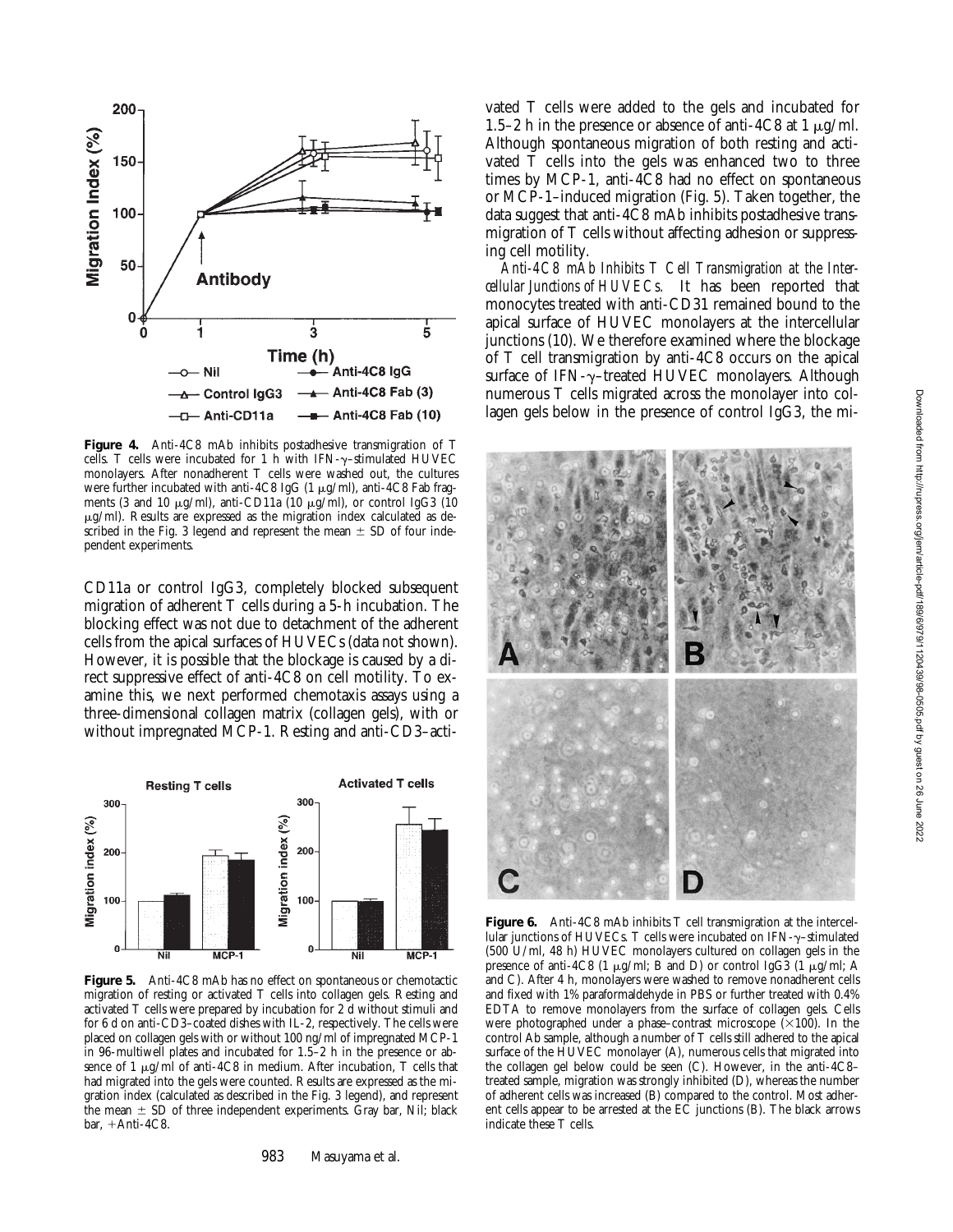**Figure 4.** Anti-4C8 mAb inhibits postadhesive transmigration of T cells. T cells were incubated for 1 h with IFN-γ–stimulated HUVEC monolayers. After nonadherent T cells were washed out, the cultures were further incubated with anti-4C8 IgG (1 μg/ml), anti-4C8 Fab fragments (3 and 10 μg/ml), anti-CD11a (10 μg/ml), or control IgG3 (10 μg/ml). Results are expressed as the migration index calculated as described in the Fig. 3 legend and represent the mean ± SD of four independent experiments.

CD11a or control IgG3, completely blocked subsequent migration of adherent T cells during a 5-h incubation. The blocking effect was not due to detachment of the adherent cells from the apical surfaces of HUVECs (data not shown). However, it is possible that the blockage is caused by a direct suppressive effect of anti-4C8 on cell motility. To examine this, we next performed chemotaxis assays using a three-dimensional collagen matrix (collagen gels), with or without impregnated MCP-1. Resting and anti-CD3–activated T cells were added to the gels and incubated for 1.5–2 h in the presence or absence of anti-4C8 at 1 μg/ml. Although spontaneous migration of both resting and activated T cells into the gels was enhanced two to three times by MCP-1, anti-4C8 had no effect on spontaneous or MCP-1–induced migration (Fig. 5). Taken together, the data suggest that anti-4C8 mAb inhibits postadhesive transmigration of T cells without affecting adhesion or suppressing cell motility.

**Figure 5.** Anti-4C8 mAb has no effect on spontaneous or chemotactic migration of resting or activated T cells into collagen gels. Resting and activated T cells were prepared by incubation for 2 d without stimuli and for 6 d on anti-CD3–coated dishes with IL-2, respectively. The cells were placed on collagen gels with or without 100 ng/ml of impregnated MCP-1 in 96-multiwell plates and incubated for 1.5–2 h in the presence or absence of 1 μg/ml of anti-4C8 in medium. After incubation, T cells that had migrated into the gels were counted. Results are expressed as the migration index (calculated as described in the Fig. 3 legend), and represent the mean ± SD of three independent experiments. Gray bar, Nil; black bar, +Anti-4C8.

*Anti-4C8 mAb Inhibits T Cell Transmigration at the Intercellular Junctions of HUVECs.* It has been reported that monocytes treated with anti-CD31 remained bound to the apical surface of HUVEC monolayers at the intercellular junctions (10). We therefore examined where the blockage of T cell transmigration by anti-4C8 occurs on the apical surface of IFN-γ–treated HUVEC monolayers. Although numerous T cells migrated across the monolayer into collagen gels below in the presence of control IgG3, the mi-

**Figure 6.** Anti-4C8 mAb inhibits T cell transmigration at the intercellular junctions of HUVECs. T cells were incubated on IFN-γ–stimulated (500 U/ml, 48 h) HUVEC monolayers cultured on collagen gels in the presence of anti-4C8 (1 μg/ml; B and D) or control IgG3 (1 μg/ml; A and C). After 4 h, monolayers were washed to remove nonadherent cells and fixed with 1% paraformaldehyde in PBS or further treated with 0.4% EDTA to remove monolayers from the surface of collagen gels. Cells were photographed under a phase–contrast microscope (×100). In the control Ab sample, although a number of T cells still adhered to the apical surface of the HUVEC monolayer (A), numerous cells that migrated into the collagen gel below could be seen (C). However, in the anti-4C8–treated sample, migration was strongly inhibited (D), whereas the number of adherent cells was increased (B) compared to the control. Most adherent cells appear to be arrested at the EC junctions (B). The black arrows indicate these T cells.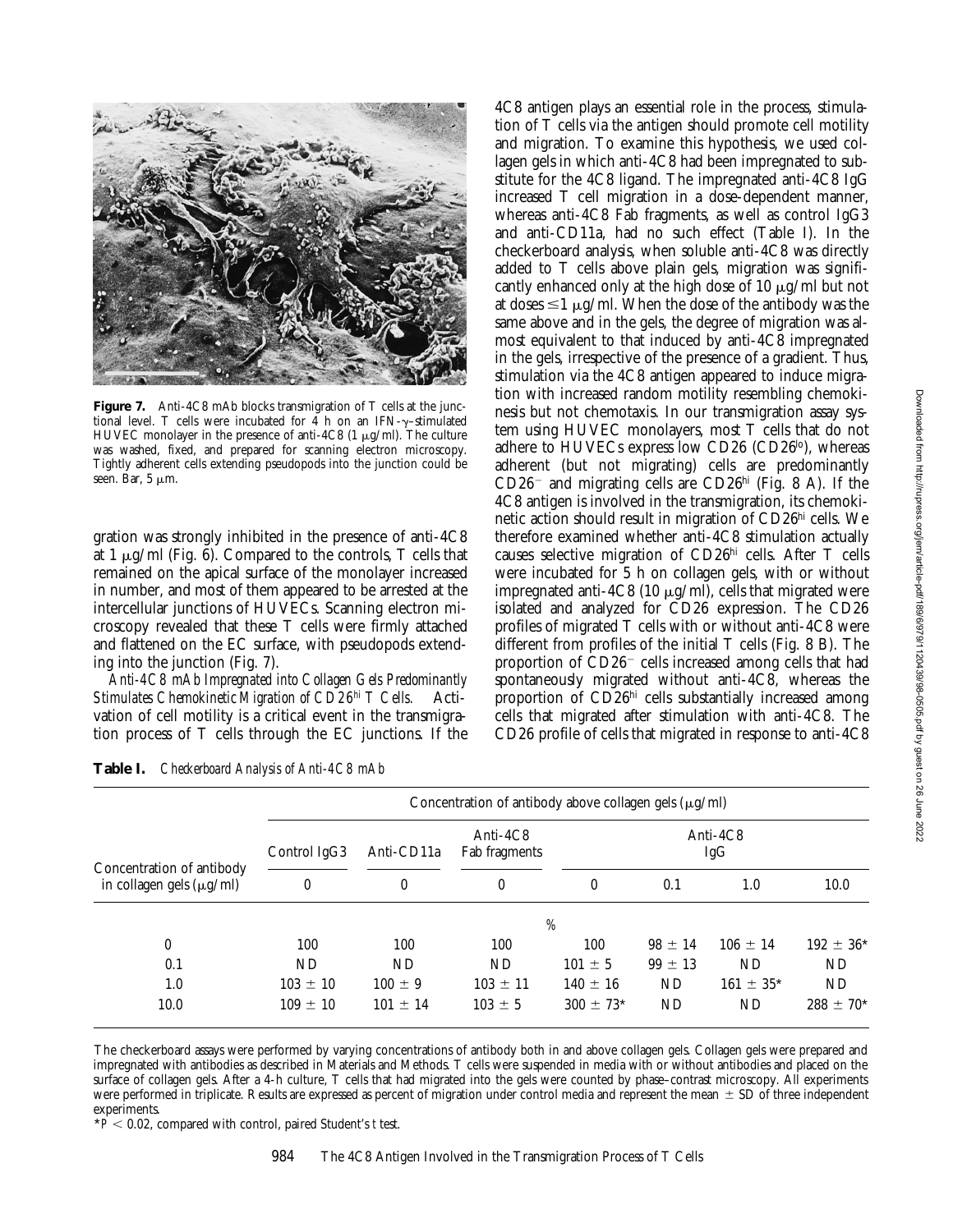**Figure 7.** Anti-4C8 mAb blocks transmigration of T cells at the junctional level. T cells were incubated for 4 h on an IFN-γ–stimulated HUVEC monolayer in the presence of anti-4C8 (1 μg/ml). The culture was washed, fixed, and prepared for scanning electron microscopy. Tightly adherent cells extending pseudopods into the junction could be seen. Bar, 5 μm.

gration was strongly inhibited in the presence of anti-4C8 at 1 μg/ml (Fig. 6). Compared to the controls, T cells that remained on the apical surface of the monolayer increased in number, and most of them appeared to be arrested at the intercellular junctions of HUVECs. Scanning electron microscopy revealed that these T cells were firmly attached and flattened on the EC surface, with pseudopods extending into the junction (Fig. 7).

*Anti-4C8 mAb Impregnated into Collagen Gels Predominantly Stimulates Chemokinetic Migration of CD26$^{hi}$ T Cells.* Activation of cell motility is a critical event in the transmigration process of T cells through the EC junctions. If the 4C8 antigen plays an essential role in the process, stimulation of T cells via the antigen should promote cell motility and migration. To examine this hypothesis, we used collagen gels in which anti-4C8 had been impregnated to substitute for the 4C8 ligand. The impregnated anti-4C8 IgG increased T cell migration in a dose-dependent manner, whereas anti-4C8 Fab fragments, as well as control IgG3 and anti-CD11a, had no such effect (Table I). In the checkerboard analysis, when soluble anti-4C8 was directly added to T cells above plain gels, migration was significantly enhanced only at the high dose of 10 μg/ml but not at doses ≤1 μg/ml. When the dose of the antibody was the same above and in the gels, the degree of migration was almost equivalent to that induced by anti-4C8 impregnated in the gels, irrespective of the presence of a gradient. Thus, stimulation via the 4C8 antigen appeared to induce migration with increased random motility resembling chemokinesis but not chemotaxis. In our transmigration assay system using HUVEC monolayers, most T cells that do not adhere to HUVECs express low CD26 (CD26$^{lo}$), whereas adherent (but not migrating) cells are predominantly CD26$^{-}$ and migrating cells are CD26$^{hi}$ (Fig. 8 A). If the 4C8 antigen is involved in the transmigration, its chemokinetic action should result in migration of CD26$^{hi}$ cells. We therefore examined whether anti-4C8 stimulation actually causes selective migration of CD26$^{hi}$ cells. After T cells were incubated for 5 h on collagen gels, with or without impregnated anti-4C8 (10 μg/ml), cells that migrated were isolated and analyzed for CD26 expression. The CD26 profiles of migrated T cells with or without anti-4C8 were different from profiles of the initial T cells (Fig. 8 B). The proportion of CD26$^{-}$ cells increased among cells that had spontaneously migrated without anti-4C8, whereas the proportion of CD26$^{hi}$ cells substantially increased among cells that migrated after stimulation with anti-4C8. The CD26 profile of cells that migrated in response to anti-4C8

**Table I.** *Checkerboard Analysis of Anti-4C8 mAb*

| Concentration of antibody in collagen gels (μg/ml) | Concentration of antibody above collagen gels (μg/ml) | | | | | | |
|---|---|---|---|---|---|---|---|
| | Control IgG3 | Anti-CD11a | Anti-4C8 Fab fragments | Anti-4C8 IgG | | | |
| | 0 | 0 | 0 | 0 | 0.1 | 1.0 | 10.0 |
| | % | | | | | | |
| 0 | 100 | 100 | 100 | 100 | 98 ± 14 | 106 ± 14 | 192 ± 36* |
| 0.1 | ND | ND | ND | 101 ± 5 | 99 ± 13 | ND | ND |
| 1.0 | 103 ± 10 | 100 ± 9 | 103 ± 11 | 140 ± 16 | ND | 161 ± 35* | ND |
| 10.0 | 109 ± 10 | 101 ± 14 | 103 ± 5 | 300 ± 73* | ND | ND | 288 ± 70* |

The checkerboard assays were performed by varying concentrations of antibody both in and above collagen gels. Collagen gels were prepared and impregnated with antibodies as described in Materials and Methods. T cells were suspended in media with or without antibodies and placed on the surface of collagen gels. After a 4-h culture, T cells that had migrated into the gels were counted by phase–contrast microscopy. All experiments were performed in triplicate. Results are expressed as percent of migration under control media and represent the mean ± SD of three independent experiments.

*$P < 0.02$, compared with control, paired Student's *t* test.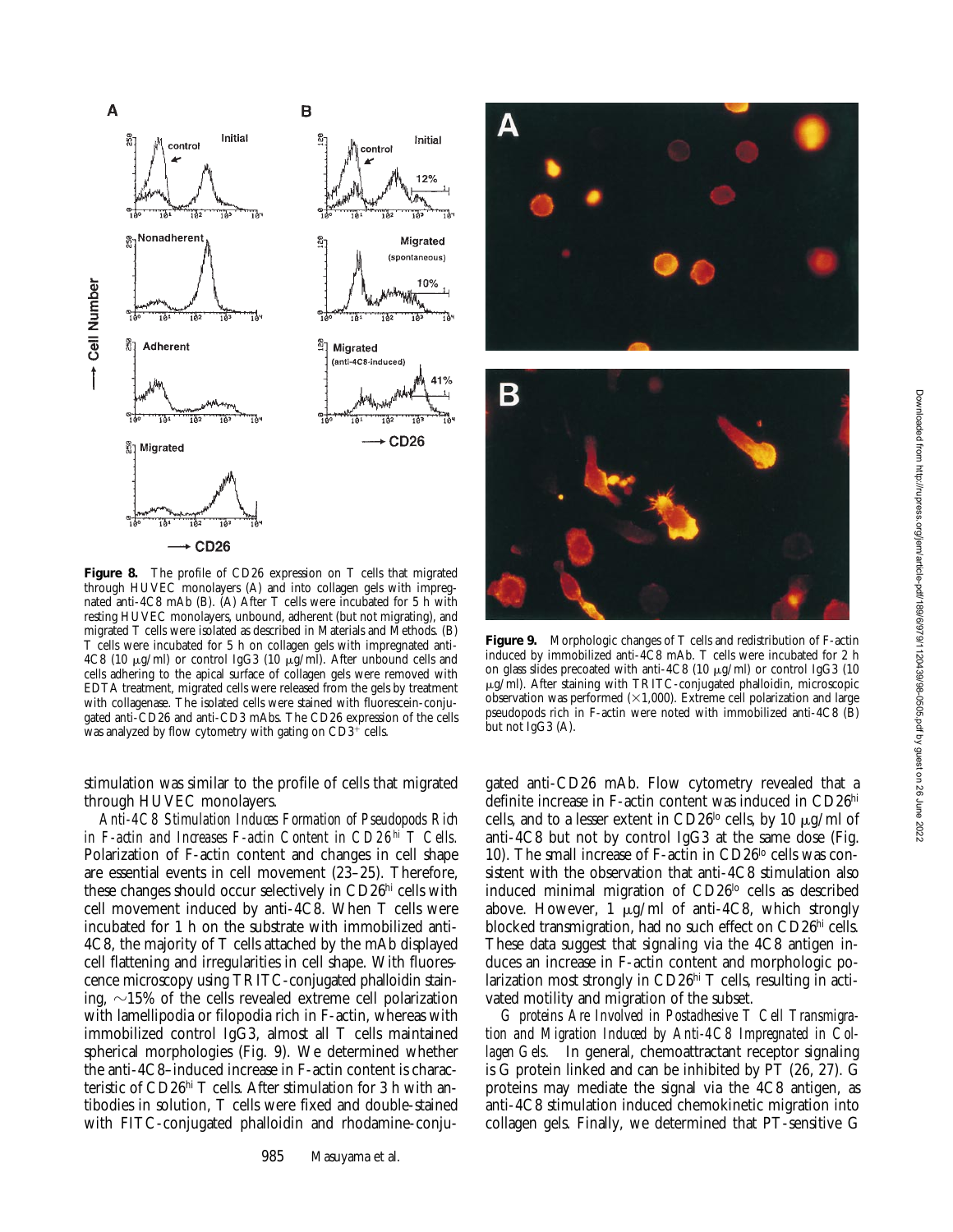**Figure 8.** The profile of CD26 expression on T cells that migrated through HUVEC monolayers (A) and into collagen gels with impregnated anti-4C8 mAb (B). (A) After T cells were incubated for 5 h with resting HUVEC monolayers, unbound, adherent (but not migrating), and migrated T cells were isolated as described in Materials and Methods. (B) T cells were incubated for 5 h on collagen gels with impregnated anti-4C8 (10 μg/ml) or control IgG3 (10 μg/ml). After unbound cells and cells adhering to the apical surface of collagen gels were removed with EDTA treatment, migrated cells were released from the gels by treatment with collagenase. The isolated cells were stained with fluorescein-conjugated anti-CD26 and anti-CD3 mAbs. The CD26 expression of the cells was analyzed by flow cytometry with gating on CD3$^+$ cells.

**Figure 9.** Morphologic changes of T cells and redistribution of F-actin induced by immobilized anti-4C8 mAb. T cells were incubated for 2 h on glass slides precoated with anti-4C8 (10 μg/ml) or control IgG3 (10 μg/ml). After staining with TRITC-conjugated phalloidin, microscopic observation was performed (×1,000). Extreme cell polarization and large pseudopods rich in F-actin were noted with immobilized anti-4C8 (B) but not IgG3 (A).

stimulation was similar to the profile of cells that migrated through HUVEC monolayers.

*Anti-4C8 Stimulation Induces Formation of Pseudopods Rich in F-actin and Increases F-actin Content in CD26$^{hi}$ T Cells.* Polarization of F-actin content and changes in cell shape are essential events in cell movement (23–25). Therefore, these changes should occur selectively in CD26$^{hi}$ cells with cell movement induced by anti-4C8. When T cells were incubated for 1 h on the substrate with immobilized anti-4C8, the majority of T cells attached by the mAb displayed cell flattening and irregularities in cell shape. With fluorescence microscopy using TRITC-conjugated phalloidin staining, ~15% of the cells revealed extreme cell polarization with lamellipodia or filopodia rich in F-actin, whereas with immobilized control IgG3, almost all T cells maintained spherical morphologies (Fig. 9). We determined whether the anti-4C8–induced increase in F-actin content is characteristic of CD26$^{hi}$ T cells. After stimulation for 3 h with antibodies in solution, T cells were fixed and double-stained with FITC-conjugated phalloidin and rhodamine-conjugated anti-CD26 mAb. Flow cytometry revealed that a definite increase in F-actin content was induced in CD26$^{hi}$ cells, and to a lesser extent in CD26$^{lo}$ cells, by 10 μg/ml of anti-4C8 but not by control IgG3 at the same dose (Fig. 10). The small increase of F-actin in CD26$^{lo}$ cells was consistent with the observation that anti-4C8 stimulation also induced minimal migration of CD26$^{lo}$ cells as described above. However, 1 μg/ml of anti-4C8, which strongly blocked transmigration, had no such effect on CD26$^{hi}$ cells. These data suggest that signaling via the 4C8 antigen induces an increase in F-actin content and morphologic polarization most strongly in CD26$^{hi}$ T cells, resulting in activated motility and migration of the subset.

*G proteins Are Involved in Postadhesive T Cell Transmigration and Migration Induced by Anti-4C8 Impregnated in Collagen Gels.* In general, chemoattractant receptor signaling is G protein linked and can be inhibited by PT (26, 27). G proteins may mediate the signal via the 4C8 antigen, as anti-4C8 stimulation induced chemokinetic migration into collagen gels. Finally, we determined that PT-sensitive G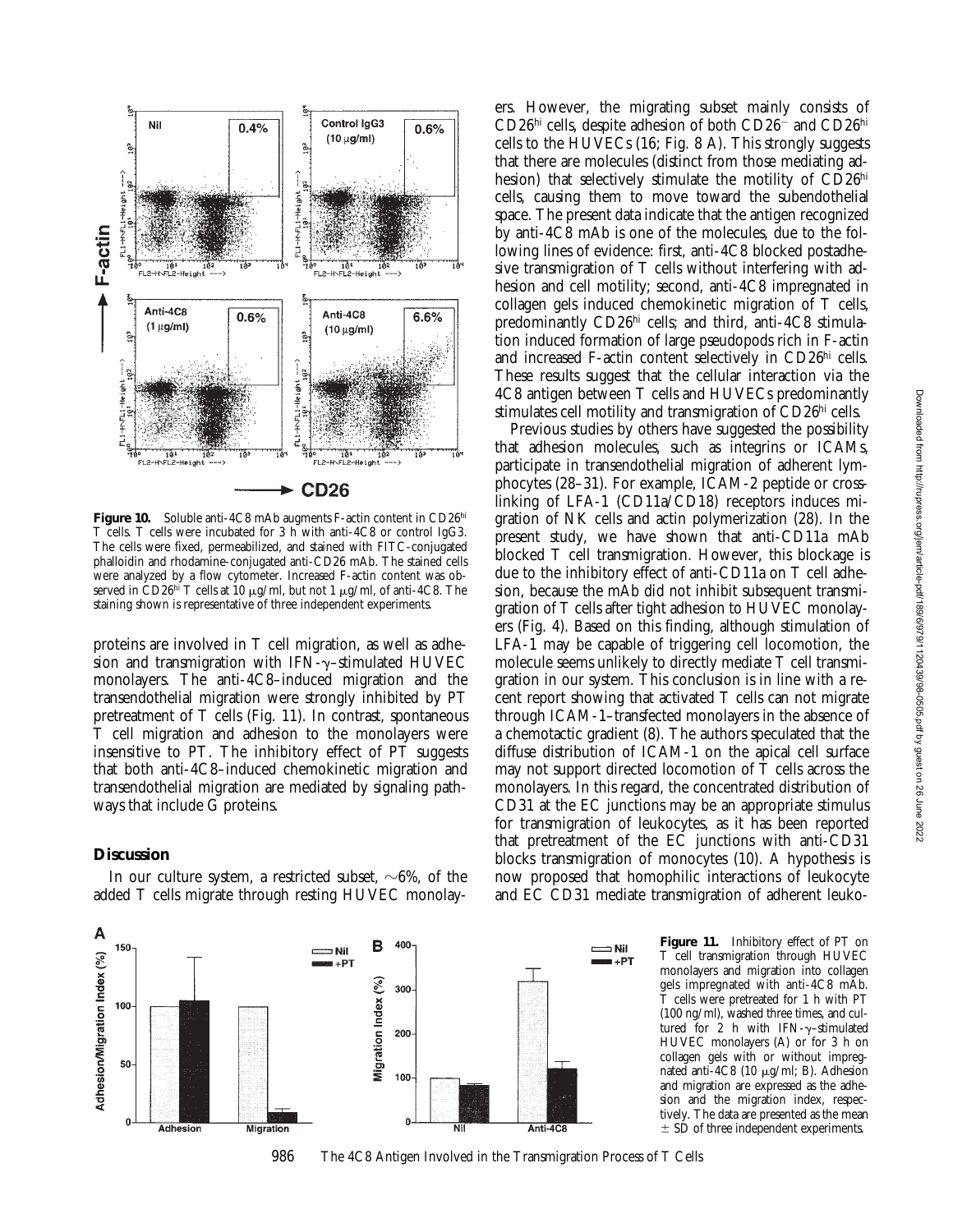**Figure 10.** Soluble anti-4C8 mAb augments F-actin content in CD26hi T cells. T cells were incubated for 3 h with anti-4C8 or control IgG3. The cells were fixed, permeabilized, and stained with FITC-conjugated phalloidin and rhodamine-conjugated anti-CD26 mAb. The stained cells were analyzed by a flow cytometer. Increased F-actin content was observed in CD26hi T cells at 10 μg/ml, but not 1 μg/ml, of anti-4C8. The staining shown is representative of three independent experiments.

proteins are involved in T cell migration, as well as adhesion and transmigration with IFN-γ–stimulated HUVEC monolayers. The anti-4C8–induced migration and the transendothelial migration were strongly inhibited by PT pretreatment of T cells (Fig. 11). In contrast, spontaneous T cell migration and adhesion to the monolayers were insensitive to PT. The inhibitory effect of PT suggests that both anti-4C8–induced chemokinetic migration and transendothelial migration are mediated by signaling pathways that include G proteins.

## Discussion

In our culture system, a restricted subset, ∼6%, of the added T cells migrate through resting HUVEC monolayers. However, the migrating subset mainly consists of CD26hi cells, despite adhesion of both CD26− and CD26hi cells to the HUVECs (16; Fig. 8 A). This strongly suggests that there are molecules (distinct from those mediating adhesion) that selectively stimulate the motility of CD26hi cells, causing them to move toward the subendothelial space. The present data indicate that the antigen recognized by anti-4C8 mAb is one of the molecules, due to the following lines of evidence: first, anti-4C8 blocked postadhesive transmigration of T cells without interfering with adhesion and cell motility; second, anti-4C8 impregnated in collagen gels induced chemokinetic migration of T cells, predominantly CD26hi cells; and third, anti-4C8 stimulation induced formation of large pseudopods rich in F-actin and increased F-actin content selectively in CD26hi cells. These results suggest that the cellular interaction via the 4C8 antigen between T cells and HUVECs predominantly stimulates cell motility and transmigration of CD26hi cells.

Previous studies by others have suggested the possibility that adhesion molecules, such as integrins or ICAMs, participate in transendothelial migration of adherent lymphocytes (28–31). For example, ICAM-2 peptide or cross-linking of LFA-1 (CD11a/CD18) receptors induces migration of NK cells and actin polymerization (28). In the present study, we have shown that anti-CD11a mAb blocked T cell transmigration. However, this blockage is due to the inhibitory effect of anti-CD11a on T cell adhesion, because the mAb did not inhibit subsequent transmigration of T cells after tight adhesion to HUVEC monolayers (Fig. 4). Based on this finding, although stimulation of LFA-1 may be capable of triggering cell locomotion, the molecule seems unlikely to directly mediate T cell transmigration in our system. This conclusion is in line with a recent report showing that activated T cells can not migrate through ICAM-1–transfected monolayers in the absence of a chemotactic gradient (8). The authors speculated that the diffuse distribution of ICAM-1 on the apical cell surface may not support directed locomotion of T cells across the monolayers. In this regard, the concentrated distribution of CD31 at the EC junctions may be an appropriate stimulus for transmigration of leukocytes, as it has been reported that pretreatment of the EC junctions with anti-CD31 blocks transmigration of monocytes (10). A hypothesis is now proposed that homophilic interactions of leukocyte and EC CD31 mediate transmigration of adherent leuko-

**Figure 11.** Inhibitory effect of PT on T cell transmigration through HUVEC monolayers and migration into collagen gels impregnated with anti-4C8 mAb. T cells were pretreated for 1 h with PT (100 ng/ml), washed three times, and cultured for 2 h with IFN-γ–stimulated HUVEC monolayers (A) or for 3 h on collagen gels with or without impregnated anti-4C8 (10 μg/ml; B). Adhesion and migration are expressed as the adhesion and the migration index, respectively. The data are presented as the mean ± SD of three independent experiments.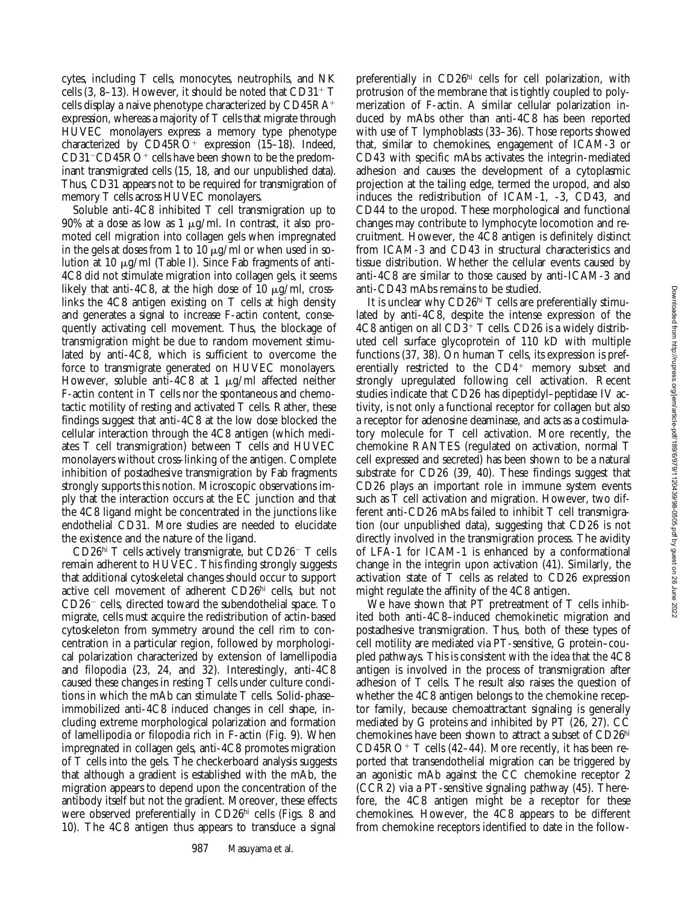cytes, including T cells, monocytes, neutrophils, and NK cells (3, 8–13). However, it should be noted that $CD31^+$ T cells display a naive phenotype characterized by $CD45RA^+$ expression, whereas a majority of T cells that migrate through HUVEC monolayers express a memory type phenotype characterized by $CD45RO^+$ expression (15–18). Indeed, $CD31^-CD45RO^+$ cells have been shown to be the predominant transmigrated cells (15, 18, and our unpublished data). Thus, CD31 appears not to be required for transmigration of memory T cells across HUVEC monolayers.

Soluble anti-4C8 inhibited T cell transmigration up to 90% at a dose as low as 1 μg/ml. In contrast, it also promoted cell migration into collagen gels when impregnated in the gels at doses from 1 to 10 μg/ml or when used in solution at 10 μg/ml (Table I). Since Fab fragments of anti-4C8 did not stimulate migration into collagen gels, it seems likely that anti-4C8, at the high dose of 10 μg/ml, cross-links the 4C8 antigen existing on T cells at high density and generates a signal to increase F-actin content, consequently activating cell movement. Thus, the blockage of transmigration might be due to random movement stimulated by anti-4C8, which is sufficient to overcome the force to transmigrate generated on HUVEC monolayers. However, soluble anti-4C8 at 1 μg/ml affected neither F-actin content in T cells nor the spontaneous and chemotactic motility of resting and activated T cells. Rather, these findings suggest that anti-4C8 at the low dose blocked the cellular interaction through the 4C8 antigen (which mediates T cell transmigration) between T cells and HUVEC monolayers without cross-linking of the antigen. Complete inhibition of postadhesive transmigration by Fab fragments strongly supports this notion. Microscopic observations imply that the interaction occurs at the EC junction and that the 4C8 ligand might be concentrated in the junctions like endothelial CD31. More studies are needed to elucidate the existence and the nature of the ligand.

$CD26^{hi}$ T cells actively transmigrate, but $CD26^-$ T cells remain adherent to HUVEC. This finding strongly suggests that additional cytoskeletal changes should occur to support active cell movement of adherent $CD26^{hi}$ cells, but not $CD26^-$ cells, directed toward the subendothelial space. To migrate, cells must acquire the redistribution of actin-based cytoskeleton from symmetry around the cell rim to concentration in a particular region, followed by morphological polarization characterized by extension of lamellipodia and filopodia (23, 24, and 32). Interestingly, anti-4C8 caused these changes in resting T cells under culture conditions in which the mAb can stimulate T cells. Solid-phase–immobilized anti-4C8 induced changes in cell shape, including extreme morphological polarization and formation of lamellipodia or filopodia rich in F-actin (Fig. 9). When impregnated in collagen gels, anti-4C8 promotes migration of T cells into the gels. The checkerboard analysis suggests that although a gradient is established with the mAb, the migration appears to depend upon the concentration of the antibody itself but not the gradient. Moreover, these effects were observed preferentially in $CD26^{hi}$ cells (Figs. 8 and 10). The 4C8 antigen thus appears to transduce a signal preferentially in $CD26^{hi}$ cells for cell polarization, with protrusion of the membrane that is tightly coupled to polymerization of F-actin. A similar cellular polarization induced by mAbs other than anti-4C8 has been reported with use of T lymphoblasts (33–36). Those reports showed that, similar to chemokines, engagement of ICAM-3 or CD43 with specific mAbs activates the integrin-mediated adhesion and causes the development of a cytoplasmic projection at the tailing edge, termed the uropod, and also induces the redistribution of ICAM-1, -3, CD43, and CD44 to the uropod. These morphological and functional changes may contribute to lymphocyte locomotion and recruitment. However, the 4C8 antigen is definitely distinct from ICAM-3 and CD43 in structural characteristics and tissue distribution. Whether the cellular events caused by anti-4C8 are similar to those caused by anti-ICAM-3 and anti-CD43 mAbs remains to be studied.

It is unclear why $CD26^{hi}$ T cells are preferentially stimulated by anti-4C8, despite the intense expression of the 4C8 antigen on all $CD3^+$ T cells. CD26 is a widely distributed cell surface glycoprotein of 110 kD with multiple functions (37, 38). On human T cells, its expression is preferentially restricted to the $CD4^+$ memory subset and strongly upregulated following cell activation. Recent studies indicate that CD26 has dipeptidyl–peptidase IV activity, is not only a functional receptor for collagen but also a receptor for adenosine deaminase, and acts as a costimulatory molecule for T cell activation. More recently, the chemokine RANTES (regulated on activation, normal T cell expressed and secreted) has been shown to be a natural substrate for CD26 (39, 40). These findings suggest that CD26 plays an important role in immune system events such as T cell activation and migration. However, two different anti-CD26 mAbs failed to inhibit T cell transmigration (our unpublished data), suggesting that CD26 is not directly involved in the transmigration process. The avidity of LFA-1 for ICAM-1 is enhanced by a conformational change in the integrin upon activation (41). Similarly, the activation state of T cells as related to CD26 expression might regulate the affinity of the 4C8 antigen.

We have shown that PT pretreatment of T cells inhibited both anti-4C8–induced chemokinetic migration and postadhesive transmigration. Thus, both of these types of cell motility are mediated via PT-sensitive, G protein–coupled pathways. This is consistent with the idea that the 4C8 antigen is involved in the process of transmigration after adhesion of T cells. The result also raises the question of whether the 4C8 antigen belongs to the chemokine receptor family, because chemoattractant signaling is generally mediated by G proteins and inhibited by PT (26, 27). CC chemokines have been shown to attract a subset of $CD26^{hi}$ $CD45RO^+$ T cells (42–44). More recently, it has been reported that transendothelial migration can be triggered by an agonistic mAb against the CC chemokine receptor 2 (CCR2) via a PT-sensitive signaling pathway (45). Therefore, the 4C8 antigen might be a receptor for these chemokines. However, the 4C8 appears to be different from chemokine receptors identified to date in the follow-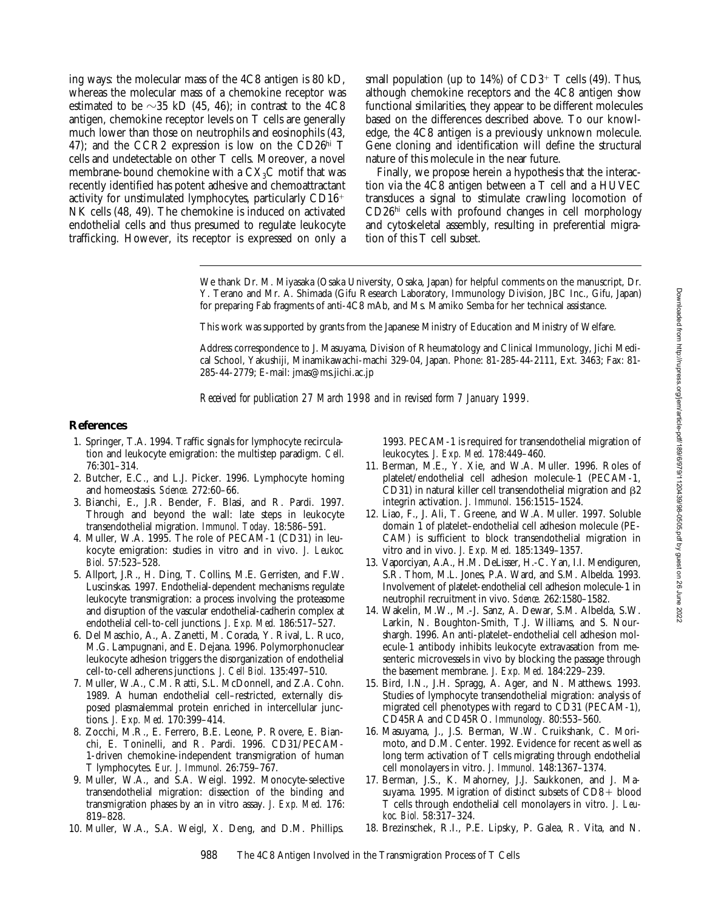ing ways: the molecular mass of the 4C8 antigen is 80 kD, whereas the molecular mass of a chemokine receptor was estimated to be ~35 kD (45, 46); in contrast to the 4C8 antigen, chemokine receptor levels on T cells are generally much lower than those on neutrophils and eosinophils (43, 47); and the CCR2 expression is low on the CD26hi T cells and undetectable on other T cells. Moreover, a novel membrane-bound chemokine with a $CX_3C$ motif that was recently identified has potent adhesive and chemoattractant activity for unstimulated lymphocytes, particularly $CD16^+$ NK cells (48, 49). The chemokine is induced on activated endothelial cells and thus presumed to regulate leukocyte trafficking. However, its receptor is expressed on only a small population (up to 14%) of $CD3^+$ T cells (49). Thus, although chemokine receptors and the 4C8 antigen show functional similarities, they appear to be different molecules based on the differences described above. To our knowledge, the 4C8 antigen is a previously unknown molecule. Gene cloning and identification will define the structural nature of this molecule in the near future.

Finally, we propose herein a hypothesis that the interaction via the 4C8 antigen between a T cell and a HUVEC transduces a signal to stimulate crawling locomotion of CD26hi cells with profound changes in cell morphology and cytoskeletal assembly, resulting in preferential migration of this T cell subset.

We thank Dr. M. Miyasaka (Osaka University, Osaka, Japan) for helpful comments on the manuscript, Dr. Y. Terano and Mr. A. Shimada (Gifu Research Laboratory, Immunology Division, JBC Inc., Gifu, Japan) for preparing Fab fragments of anti-4C8 mAb, and Ms. Mamiko Semba for her technical assistance.

This work was supported by grants from the Japanese Ministry of Education and Ministry of Welfare.

Address correspondence to J. Masuyama, Division of Rheumatology and Clinical Immunology, Jichi Medical School, Yakushiji, Minamikawachi-machi 329-04, Japan. Phone: 81-285-44-2111, Ext. 3463; Fax: 81-285-44-2779; E-mail: jmas@ms.jichi.ac.jp

*Received for publication 27 March 1998 and in revised form 7 January 1999.*

## References

1. Springer, T.A. 1994. Traffic signals for lymphocyte recirculation and leukocyte emigration: the multistep paradigm. *Cell.* 76:301–314.
2. Butcher, E.C., and L.J. Picker. 1996. Lymphocyte homing and homeostasis. *Science.* 272:60–66.
3. Bianchi, E., J.R. Bender, F. Blasi, and R. Pardi. 1997. Through and beyond the wall: late steps in leukocyte transendothelial migration. *Immunol. Today.* 18:586–591.
4. Muller, W.A. 1995. The role of PECAM-1 (CD31) in leukocyte emigration: studies in vitro and in vivo. *J. Leukoc. Biol.* 57:523–528.
5. Allport, J.R., H. Ding, T. Collins, M.E. Gerristen, and F.W. Luscinskas. 1997. Endothelial-dependent mechanisms regulate leukocyte transmigration: a process involving the proteasome and disruption of the vascular endothelial-cadherin complex at endothelial cell-to-cell junctions. *J. Exp. Med.* 186:517–527.
6. Del Maschio, A., A. Zanetti, M. Corada, Y. Rival, L. Ruco, M.G. Lampugnani, and E. Dejana. 1996. Polymorphonuclear leukocyte adhesion triggers the disorganization of endothelial cell-to-cell adherens junctions. *J. Cell Biol.* 135:497–510.
7. Muller, W.A., C.M. Ratti, S.L. McDonnell, and Z.A. Cohn. 1989. A human endothelial cell–restricted, externally disposed plasmalemmal protein enriched in intercellular junctions. *J. Exp. Med.* 170:399–414.
8. Zocchi, M.R., E. Ferrero, B.E. Leone, P. Rovere, E. Bianchi, E. Toninelli, and R. Pardi. 1996. CD31/PECAM-1-driven chemokine-independent transmigration of human T lymphocytes. *Eur. J. Immunol.* 26:759–767.
9. Muller, W.A., and S.A. Weigl. 1992. Monocyte-selective transendothelial migration: dissection of the binding and transmigration phases by an in vitro assay. *J. Exp. Med.* 176:819–828.
10. Muller, W.A., S.A. Weigl, X. Deng, and D.M. Phillips. 1993. PECAM-1 is required for transendothelial migration of leukocytes. *J. Exp. Med.* 178:449–460.
11. Berman, M.E., Y. Xie, and W.A. Muller. 1996. Roles of platelet/endothelial cell adhesion molecule-1 (PECAM-1, CD31) in natural killer cell transendothelial migration and β2 integrin activation. *J. Immunol.* 156:1515–1524.
12. Liao, F., J. Ali, T. Greene, and W.A. Muller. 1997. Soluble domain 1 of platelet–endothelial cell adhesion molecule (PECAM) is sufficient to block transendothelial migration in vitro and in vivo. *J. Exp. Med.* 185:1349–1357.
13. Vaporciyan, A.A., H.M. DeLisser, H.-C. Yan, I.I. Mendiguren, S.R. Thom, M.L. Jones, P.A. Ward, and S.M. Albelda. 1993. Involvement of platelet-endothelial cell adhesion molecule-1 in neutrophil recruitment in vivo. *Science.* 262:1580–1582.
14. Wakelin, M.W., M.-J. Sanz, A. Dewar, S.M. Albelda, S.W. Larkin, N. Boughton-Smith, T.J. Williams, and S. Nourshargh. 1996. An anti-platelet–endothelial cell adhesion molecule-1 antibody inhibits leukocyte extravasation from mesenteric microvessels in vivo by blocking the passage through the basement membrane. *J. Exp. Med.* 184:229–239.
15. Bird, I.N., J.H. Spragg, A. Ager, and N. Matthews. 1993. Studies of lymphocyte transendothelial migration: analysis of migrated cell phenotypes with regard to CD31 (PECAM-1), CD45RA and CD45RO. *Immunology.* 80:553–560.
16. Masuyama, J., J.S. Berman, W.W. Cruikshank, C. Morimoto, and D.M. Center. 1992. Evidence for recent as well as long term activation of T cells migrating through endothelial cell monolayers in vitro. *J. Immunol.* 148:1367–1374.
17. Berman, J.S., K. Mahorney, J.J. Saukkonen, and J. Masuyama. 1995. Migration of distinct subsets of CD8+ blood T cells through endothelial cell monolayers in vitro. *J. Leukoc. Biol.* 58:317–324.
18. Brezinschek, R.I., P.E. Lipsky, P. Galea, R. Vita, and N.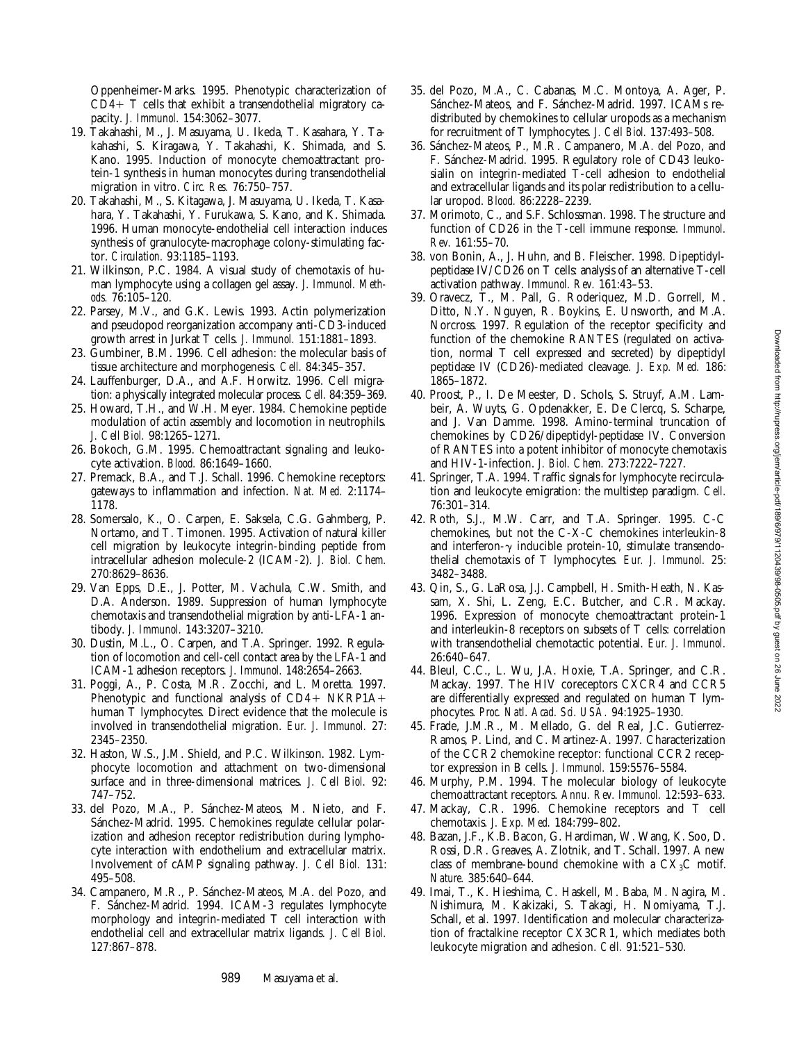Oppenheimer-Marks. 1995. Phenotypic characterization of CD4+ T cells that exhibit a transendothelial migratory capacity. *J. Immunol.* 154:3062–3077.

19. Takahashi, M., J. Masuyama, U. Ikeda, T. Kasahara, Y. Takahashi, S. Kiragawa, Y. Takahashi, K. Shimada, and S. Kano. 1995. Induction of monocyte chemoattractant protein-1 synthesis in human monocytes during transendothelial migration in vitro. *Circ. Res.* 76:750–757.
20. Takahashi, M., S. Kitagawa, J. Masuyama, U. Ikeda, T. Kasahara, Y. Takahashi, Y. Furukawa, S. Kano, and K. Shimada. 1996. Human monocyte-endothelial cell interaction induces synthesis of granulocyte-macrophage colony-stimulating factor. *Circulation.* 93:1185–1193.
21. Wilkinson, P.C. 1984. A visual study of chemotaxis of human lymphocyte using a collagen gel assay. *J. Immunol. Methods.* 76:105–120.
22. Parsey, M.V., and G.K. Lewis. 1993. Actin polymerization and pseudopod reorganization accompany anti-CD3-induced growth arrest in Jurkat T cells. *J. Immunol.* 151:1881–1893.
23. Gumbiner, B.M. 1996. Cell adhesion: the molecular basis of tissue architecture and morphogenesis. *Cell.* 84:345–357.
24. Lauffenburger, D.A., and A.F. Horwitz. 1996. Cell migration: a physically integrated molecular process. *Cell.* 84:359–369.
25. Howard, T.H., and W.H. Meyer. 1984. Chemokine peptide modulation of actin assembly and locomotion in neutrophils. *J. Cell Biol.* 98:1265–1271.
26. Bokoch, G.M. 1995. Chemoattractant signaling and leukocyte activation. *Blood.* 86:1649–1660.
27. Premack, B.A., and T.J. Schall. 1996. Chemokine receptors: gateways to inflammation and infection. *Nat. Med.* 2:1174–1178.
28. Somersalo, K., O. Carpen, E. Saksela, C.G. Gahmberg, P. Nortamo, and T. Timonen. 1995. Activation of natural killer cell migration by leukocyte integrin-binding peptide from intracellular adhesion molecule-2 (ICAM-2). *J. Biol. Chem.* 270:8629–8636.
29. Van Epps, D.E., J. Potter, M. Vachula, C.W. Smith, and D.A. Anderson. 1989. Suppression of human lymphocyte chemotaxis and transendothelial migration by anti-LFA-1 antibody. *J. Immunol.* 143:3207–3210.
30. Dustin, M.L., O. Carpen, and T.A. Springer. 1992. Regulation of locomotion and cell-cell contact area by the LFA-1 and ICAM-1 adhesion receptors. *J. Immunol.* 148:2654–2663.
31. Poggi, A., P. Costa, M.R. Zocchi, and L. Moretta. 1997. Phenotypic and functional analysis of CD4+ NKRP1A+ human T lymphocytes. Direct evidence that the molecule is involved in transendothelial migration. *Eur. J. Immunol.* 27: 2345–2350.
32. Haston, W.S., J.M. Shield, and P.C. Wilkinson. 1982. Lymphocyte locomotion and attachment on two-dimensional surface and in three-dimensional matrices. *J. Cell Biol.* 92: 747–752.
33. del Pozo, M.A., P. Sánchez-Mateos, M. Nieto, and F. Sánchez-Madrid. 1995. Chemokines regulate cellular polarization and adhesion receptor redistribution during lymphocyte interaction with endothelium and extracellular matrix. Involvement of cAMP signaling pathway. *J. Cell Biol.* 131: 495–508.
34. Campanero, M.R., P. Sánchez-Mateos, M.A. del Pozo, and F. Sánchez-Madrid. 1994. ICAM-3 regulates lymphocyte morphology and integrin-mediated T cell interaction with endothelial cell and extracellular matrix ligands. *J. Cell Biol.* 127:867–878.
35. del Pozo, M.A., C. Cabanas, M.C. Montoya, A. Ager, P. Sánchez-Mateos, and F. Sánchez-Madrid. 1997. ICAMs redistributed by chemokines to cellular uropods as a mechanism for recruitment of T lymphocytes. *J. Cell Biol.* 137:493–508.
36. Sánchez-Mateos, P., M.R. Campanero, M.A. del Pozo, and F. Sánchez-Madrid. 1995. Regulatory role of CD43 leukosialin on integrin-mediated T-cell adhesion to endothelial and extracellular ligands and its polar redistribution to a cellular uropod. *Blood.* 86:2228–2239.
37. Morimoto, C., and S.F. Schlossman. 1998. The structure and function of CD26 in the T-cell immune response. *Immunol. Rev.* 161:55–70.
38. von Bonin, A., J. Huhn, and B. Fleischer. 1998. Dipeptidyl-peptidase IV/CD26 on T cells: analysis of an alternative T-cell activation pathway. *Immunol. Rev.* 161:43–53.
39. Oravecz, T., M. Pall, G. Roderiquez, M.D. Gorrell, M. Ditto, N.Y. Nguyen, R. Boykins, E. Unsworth, and M.A. Norcross. 1997. Regulation of the receptor specificity and function of the chemokine RANTES (regulated on activation, normal T cell expressed and secreted) by dipeptidyl peptidase IV (CD26)-mediated cleavage. *J. Exp. Med.* 186: 1865–1872.
40. Proost, P., I. De Meester, D. Schols, S. Struyf, A.M. Lambeir, A. Wuyts, G. Opdenakker, E. De Clercq, S. Scharpe, and J. Van Damme. 1998. Amino-terminal truncation of chemokines by CD26/dipeptidyl-peptidase IV. Conversion of RANTES into a potent inhibitor of monocyte chemotaxis and HIV-1-infection. *J. Biol. Chem.* 273:7222–7227.
41. Springer, T.A. 1994. Traffic signals for lymphocyte recirculation and leukocyte emigration: the multistep paradigm. *Cell.* 76:301–314.
42. Roth, S.J., M.W. Carr, and T.A. Springer. 1995. C-C chemokines, but not the C-X-C chemokines interleukin-8 and interferon-γ inducible protein-10, stimulate transendothelial chemotaxis of T lymphocytes. *Eur. J. Immunol.* 25: 3482–3488.
43. Qin, S., G. LaRosa, J.J. Campbell, H. Smith-Heath, N. Kassam, X. Shi, L. Zeng, E.C. Butcher, and C.R. Mackay. 1996. Expression of monocyte chemoattractant protein-1 and interleukin-8 receptors on subsets of T cells: correlation with transendothelial chemotactic potential. *Eur. J. Immunol.* 26:640–647.
44. Bleul, C.C., L. Wu, J.A. Hoxie, T.A. Springer, and C.R. Mackay. 1997. The HIV coreceptors CXCR4 and CCR5 are differentially expressed and regulated on human T lymphocytes. *Proc. Natl. Acad. Sci. USA.* 94:1925–1930.
45. Frade, J.M.R., M. Mellado, G. del Real, J.C. Gutierrez-Ramos, P. Lind, and C. Martinez-A. 1997. Characterization of the CCR2 chemokine receptor: functional CCR2 receptor expression in B cells. *J. Immunol.* 159:5576–5584.
46. Murphy, P.M. 1994. The molecular biology of leukocyte chemoattractant receptors. *Annu. Rev. Immunol.* 12:593–633.
47. Mackay, C.R. 1996. Chemokine receptors and T cell chemotaxis. *J. Exp. Med.* 184:799–802.
48. Bazan, J.F., K.B. Bacon, G. Hardiman, W. Wang, K. Soo, D. Rossi, D.R. Greaves, A. Zlotnik, and T. Schall. 1997. A new class of membrane-bound chemokine with a $CX_3C$ motif. *Nature.* 385:640–644.
49. Imai, T., K. Hieshima, C. Haskell, M. Baba, M. Nagira, M. Nishimura, M. Kakizaki, S. Takagi, H. Nomiyama, T.J. Schall, et al. 1997. Identification and molecular characterization of fractalkine receptor CX3CR1, which mediates both leukocyte migration and adhesion. *Cell.* 91:521–530.